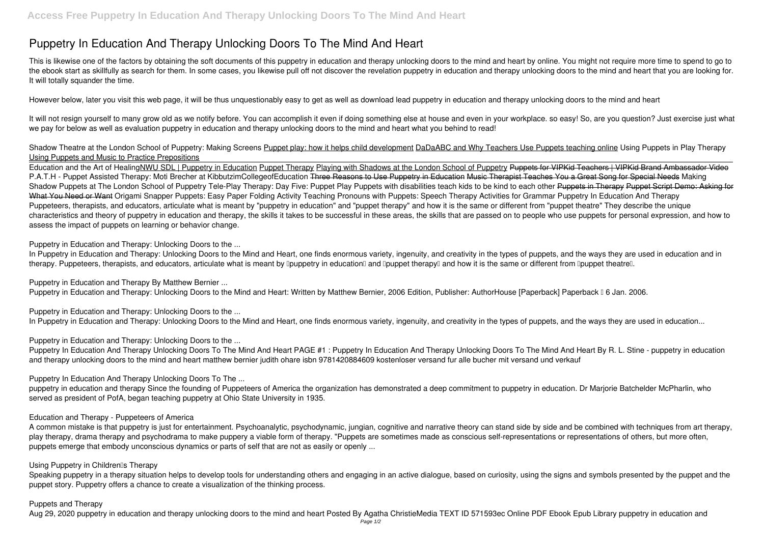# Puppetry In Education And Therapy Unlocking Doors To The Mind And Heart

This is likewise one of the factors by obtaining the soft documents of this puppetry in education and therapy unlocking doors to the mind and heart by online. You might not require more time to spend to go to the ebook start as skillfully as search for them. In some cases, you likewise pull off not discover the revelation puppetry in education and therapy unlocking doors to the mind and heart that you are looking for. It will totally squander the time.

However below, later you visit this web page, it will be thus unquestionably easy to get as well as download lead puppetry in education and therapy unlocking doors to the mind and heart

It will not resign yourself to many grow old as we notify before. You can accomplish it even if doing something else at house and even in your workplace. so easy! So, are you question? Just exercise just what we pay for below as well as evaluation puppetry in education and therapy unlocking doors to the mind and heart what you behind to read!

Shadow Theatre at the London School of Puppetry: Making Screens Puppet play: how it helps child development DaDaABC and Why Teachers Use Puppets teaching online Using Puppets in Play Therapy Using Puppets and Music to Practice Prepositions

Education and the Art of HealingNWU SDL | Puppetry in Education Puppet Therapy Playing with Shadows at the London School of Puppetry ~~Puppets for VIPKid Teachers | VIPKid Brand Ambassador Video~~ P.A.T.H - Puppet Assisted Therapy: Moti Brecher at KibbutzimCollegeofEducation ~~Three Reasons to Use Puppetry in Education~~ ~~Music Therapist Teaches You a Great Song for Special Needs~~ Making Shadow Puppets at The London School of Puppetry Tele-Play Therapy: Day Five: Puppet Play Puppets with disabilities teach kids to be kind to each other ~~Puppets in Therapy~~ ~~Puppet Script Demo: Asking for What You Need or Want~~ Origami Snapper Puppets: Easy Paper Folding Activity Teaching Pronouns with Puppets: Speech Therapy Activities for Grammar Puppetry In Education And Therapy

Puppeteers, therapists, and educators, articulate what is meant by "puppetry in education" and "puppet therapy" and how it is the same or different from "puppet theatre" They describe the unique characteristics and theory of puppetry in education and therapy, the skills it takes to be successful in these areas, the skills that are passed on to people who use puppets for personal expression, and how to assess the impact of puppets on learning or behavior change.

**Puppetry in Education and Therapy: Unlocking Doors to the ...**

In Puppetry in Education and Therapy: Unlocking Doors to the Mind and Heart, one finds enormous variety, ingenuity, and creativity in the types of puppets, and the ways they are used in education and in therapy. Puppeteers, therapists, and educators, articulate what is meant by "puppetry in education" and "puppet therapy" and how it is the same or different from "puppet theatre".

**Puppetry in Education and Therapy By Matthew Bernier ...**

Puppetry in Education and Therapy: Unlocking Doors to the Mind and Heart: Written by Matthew Bernier, 2006 Edition, Publisher: AuthorHouse [Paperback] Paperback – 6 Jan. 2006.

**Puppetry in Education and Therapy: Unlocking Doors to the ...**

In Puppetry in Education and Therapy: Unlocking Doors to the Mind and Heart, one finds enormous variety, ingenuity, and creativity in the types of puppets, and the ways they are used in education...

**Puppetry in Education and Therapy: Unlocking Doors to the ...**

Puppetry In Education And Therapy Unlocking Doors To The Mind And Heart PAGE #1 : Puppetry In Education And Therapy Unlocking Doors To The Mind And Heart By R. L. Stine - puppetry in education and therapy unlocking doors to the mind and heart matthew bernier judith ohare isbn 9781420884609 kostenloser versand fur alle bucher mit versand und verkauf

**Puppetry In Education And Therapy Unlocking Doors To The ...**

puppetry in education and therapy Since the founding of Puppeteers of America the organization has demonstrated a deep commitment to puppetry in education. Dr Marjorie Batchelder McPharlin, who served as president of PofA, began teaching puppetry at Ohio State University in 1935.

**Education and Therapy - Puppeteers of America**

A common mistake is that puppetry is just for entertainment. Psychoanalytic, psychodynamic, jungian, cognitive and narrative theory can stand side by side and be combined with techniques from art therapy, play therapy, drama therapy and psychodrama to make puppery a viable form of therapy. "Puppets are sometimes made as conscious self-representations or representations of others, but more often, puppets emerge that embody unconscious dynamics or parts of self that are not as easily or openly ...

**Using Puppetry in Children's Therapy**

Speaking puppetry in a therapy situation helps to develop tools for understanding others and engaging in an active dialogue, based on curiosity, using the signs and symbols presented by the puppet and the puppet story. Puppetry offers a chance to create a visualization of the thinking process.

**Puppets and Therapy**

Aug 29, 2020 puppetry in education and therapy unlocking doors to the mind and heart Posted By Agatha ChristieMedia TEXT ID 571593ec Online PDF Ebook Epub Library puppetry in education and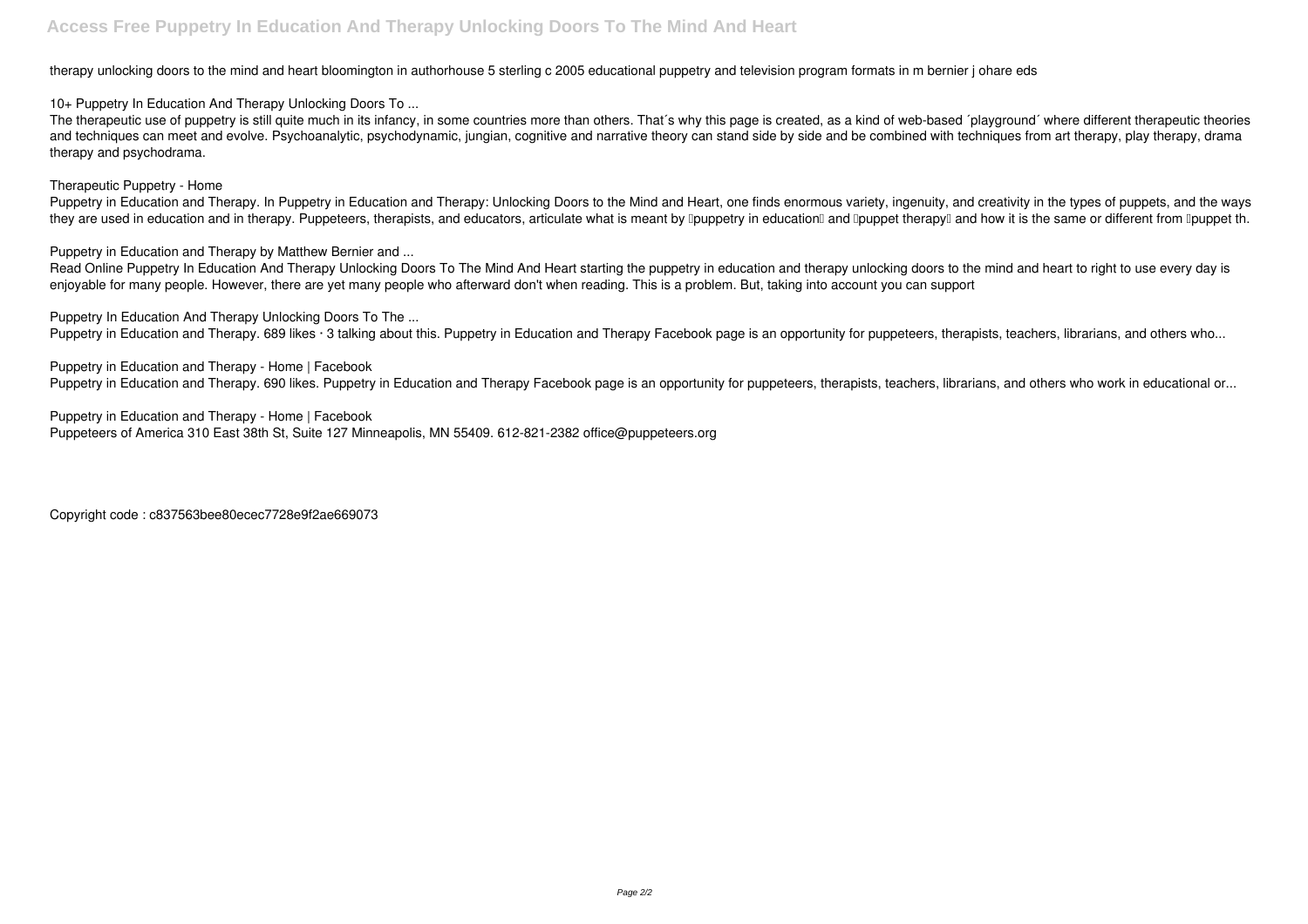therapy unlocking doors to the mind and heart bloomington in authorhouse 5 sterling c 2005 educational puppetry and television program formats in m bernier j ohare eds

10+ Puppetry In Education And Therapy Unlocking Doors To ...

The therapeutic use of puppetry is still quite much in its infancy, in some countries more than others. That´s why this page is created, as a kind of web-based ´playground´ where different therapeutic theories and techniques can meet and evolve. Psychoanalytic, psychodynamic, jungian, cognitive and narrative theory can stand side by side and be combined with techniques from art therapy, play therapy, drama therapy and psychodrama.

Therapeutic Puppetry - Home

Puppetry in Education and Therapy. In Puppetry in Education and Therapy: Unlocking Doors to the Mind and Heart, one finds enormous variety, ingenuity, and creativity in the types of puppets, and the ways they are used in education and in therapy. Puppeteers, therapists, and educators, articulate what is meant by "puppetry in education" and "puppet therapy" and how it is the same or different from "puppet th.

Puppetry in Education and Therapy by Matthew Bernier and ...

Read Online Puppetry In Education And Therapy Unlocking Doors To The Mind And Heart starting the puppetry in education and therapy unlocking doors to the mind and heart to right to use every day is enjoyable for many people. However, there are yet many people who afterward don't when reading. This is a problem. But, taking into account you can support

Puppetry In Education And Therapy Unlocking Doors To The ...

Puppetry in Education and Therapy. 689 likes · 3 talking about this. Puppetry in Education and Therapy Facebook page is an opportunity for puppeteers, therapists, teachers, librarians, and others who...

Puppetry in Education and Therapy - Home | Facebook

Puppetry in Education and Therapy. 690 likes. Puppetry in Education and Therapy Facebook page is an opportunity for puppeteers, therapists, teachers, librarians, and others who work in educational or...

Puppetry in Education and Therapy - Home | Facebook

Puppeteers of America 310 East 38th St, Suite 127 Minneapolis, MN 55409. 612-821-2382 office@puppeteers.org

Copyright code : c837563bee80ecec7728e9f2ae669073